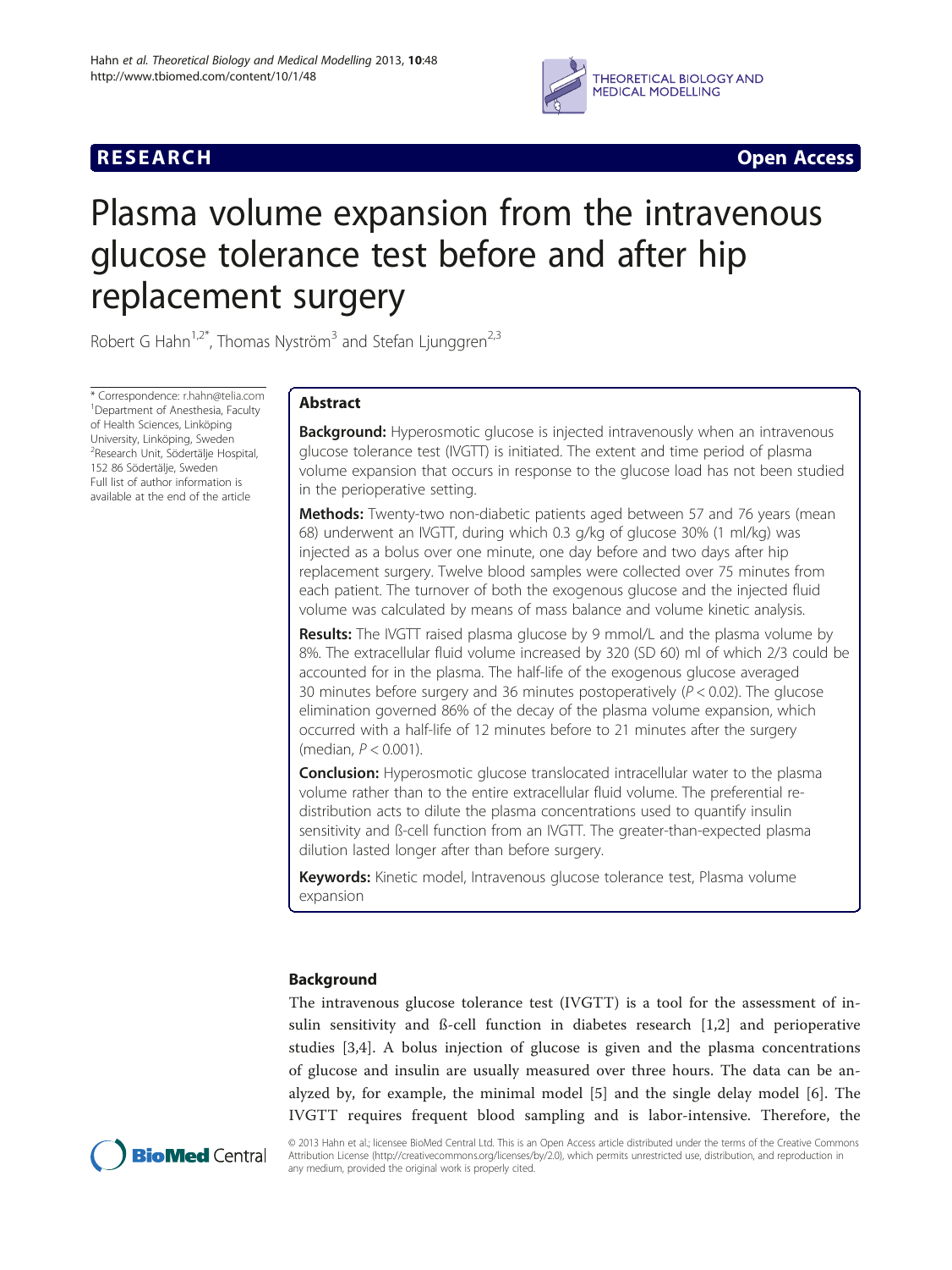# Plasma volume expansion from the intravenous glucose tolerance test before and after hip replacement surgery

Robert G Hahn[1,2*], Thomas Nyström[3] and Stefan Ljunggren[2,3]

\* Correspondence: r.hahn@telia.com
[1]Department of Anesthesia, Faculty of Health Sciences, Linköping University, Linköping, Sweden
[2]Research Unit, Södertälje Hospital, 152 86 Södertälje, Sweden
Full list of author information is available at the end of the article

## Abstract

**Background:** Hyperosmotic glucose is injected intravenously when an intravenous glucose tolerance test (IVGTT) is initiated. The extent and time period of plasma volume expansion that occurs in response to the glucose load has not been studied in the perioperative setting.

**Methods:** Twenty-two non-diabetic patients aged between 57 and 76 years (mean 68) underwent an IVGTT, during which 0.3 g/kg of glucose 30% (1 ml/kg) was injected as a bolus over one minute, one day before and two days after hip replacement surgery. Twelve blood samples were collected over 75 minutes from each patient. The turnover of both the exogenous glucose and the injected fluid volume was calculated by means of mass balance and volume kinetic analysis.

**Results:** The IVGTT raised plasma glucose by 9 mmol/L and the plasma volume by 8%. The extracellular fluid volume increased by 320 (SD 60) ml of which 2/3 could be accounted for in the plasma. The half-life of the exogenous glucose averaged 30 minutes before surgery and 36 minutes postoperatively ($P < 0.02$). The glucose elimination governed 86% of the decay of the plasma volume expansion, which occurred with a half-life of 12 minutes before to 21 minutes after the surgery (median, $P < 0.001$).

**Conclusion:** Hyperosmotic glucose translocated intracellular water to the plasma volume rather than to the entire extracellular fluid volume. The preferential re-distribution acts to dilute the plasma concentrations used to quantify insulin sensitivity and ß-cell function from an IVGTT. The greater-than-expected plasma dilution lasted longer after than before surgery.

**Keywords:** Kinetic model, Intravenous glucose tolerance test, Plasma volume expansion

## Background

The intravenous glucose tolerance test (IVGTT) is a tool for the assessment of insulin sensitivity and ß-cell function in diabetes research [1,2] and perioperative studies [3,4]. A bolus injection of glucose is given and the plasma concentrations of glucose and insulin are usually measured over three hours. The data can be analyzed by, for example, the minimal model [5] and the single delay model [6]. The IVGTT requires frequent blood sampling and is labor-intensive. Therefore, the

© 2013 Hahn et al.; licensee BioMed Central Ltd. This is an Open Access article distributed under the terms of the Creative Commons Attribution License (http://creativecommons.org/licenses/by/2.0), which permits unrestricted use, distribution, and reproduction in any medium, provided the original work is properly cited.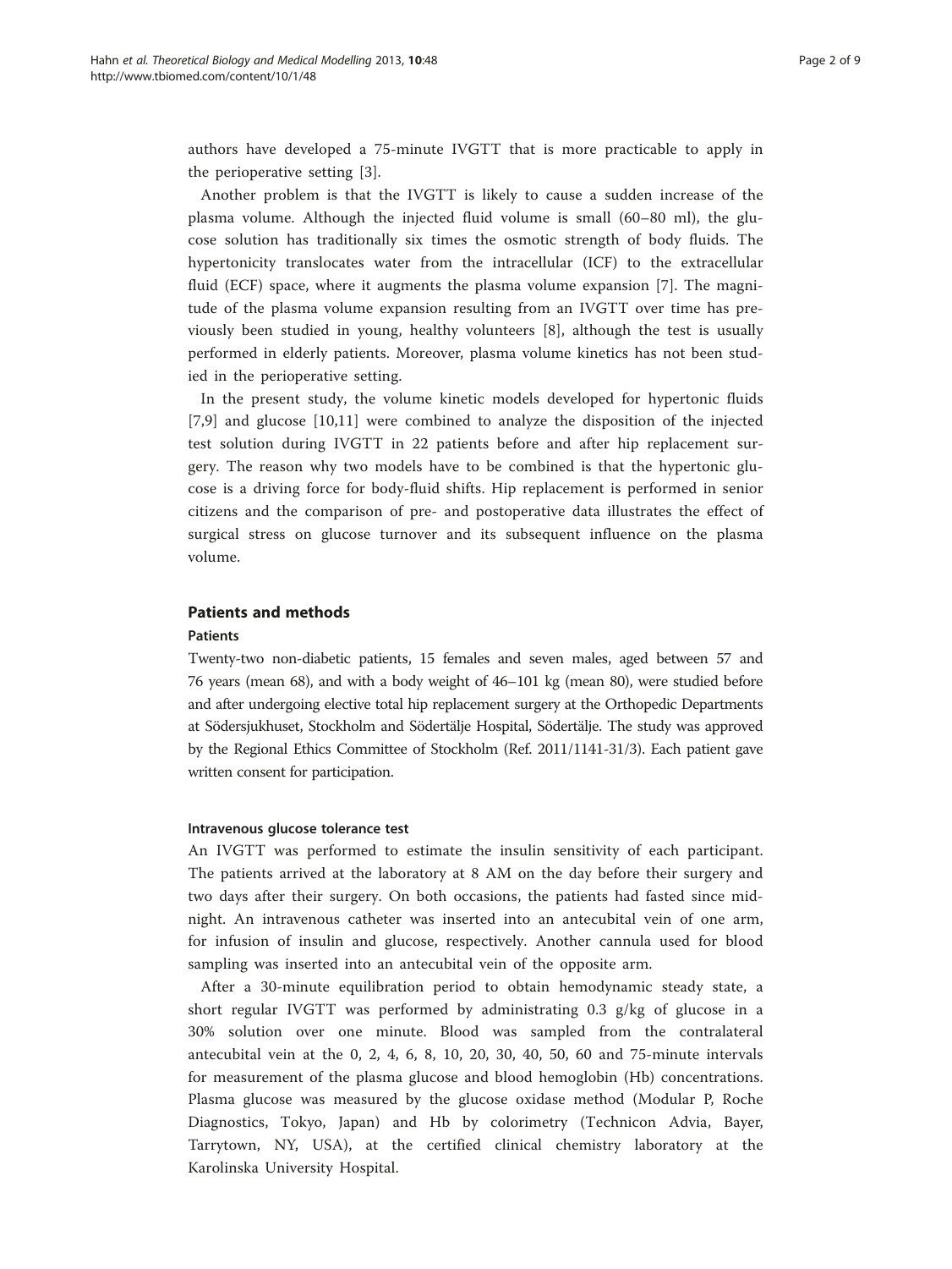authors have developed a 75-minute IVGTT that is more practicable to apply in the perioperative setting [3].

Another problem is that the IVGTT is likely to cause a sudden increase of the plasma volume. Although the injected fluid volume is small (60–80 ml), the glucose solution has traditionally six times the osmotic strength of body fluids. The hypertonicity translocates water from the intracellular (ICF) to the extracellular fluid (ECF) space, where it augments the plasma volume expansion [7]. The magnitude of the plasma volume expansion resulting from an IVGTT over time has previously been studied in young, healthy volunteers [8], although the test is usually performed in elderly patients. Moreover, plasma volume kinetics has not been studied in the perioperative setting.

In the present study, the volume kinetic models developed for hypertonic fluids [7,9] and glucose [10,11] were combined to analyze the disposition of the injected test solution during IVGTT in 22 patients before and after hip replacement surgery. The reason why two models have to be combined is that the hypertonic glucose is a driving force for body-fluid shifts. Hip replacement is performed in senior citizens and the comparison of pre- and postoperative data illustrates the effect of surgical stress on glucose turnover and its subsequent influence on the plasma volume.

## Patients and methods

### Patients

Twenty-two non-diabetic patients, 15 females and seven males, aged between 57 and 76 years (mean 68), and with a body weight of 46–101 kg (mean 80), were studied before and after undergoing elective total hip replacement surgery at the Orthopedic Departments at Södersjukhuset, Stockholm and Södertälje Hospital, Södertälje. The study was approved by the Regional Ethics Committee of Stockholm (Ref. 2011/1141-31/3). Each patient gave written consent for participation.

#### Intravenous glucose tolerance test

An IVGTT was performed to estimate the insulin sensitivity of each participant. The patients arrived at the laboratory at 8 AM on the day before their surgery and two days after their surgery. On both occasions, the patients had fasted since midnight. An intravenous catheter was inserted into an antecubital vein of one arm, for infusion of insulin and glucose, respectively. Another cannula used for blood sampling was inserted into an antecubital vein of the opposite arm.

After a 30-minute equilibration period to obtain hemodynamic steady state, a short regular IVGTT was performed by administrating 0.3 g/kg of glucose in a 30% solution over one minute. Blood was sampled from the contralateral antecubital vein at the 0, 2, 4, 6, 8, 10, 20, 30, 40, 50, 60 and 75-minute intervals for measurement of the plasma glucose and blood hemoglobin (Hb) concentrations. Plasma glucose was measured by the glucose oxidase method (Modular P, Roche Diagnostics, Tokyo, Japan) and Hb by colorimetry (Technicon Advia, Bayer, Tarrytown, NY, USA), at the certified clinical chemistry laboratory at the Karolinska University Hospital.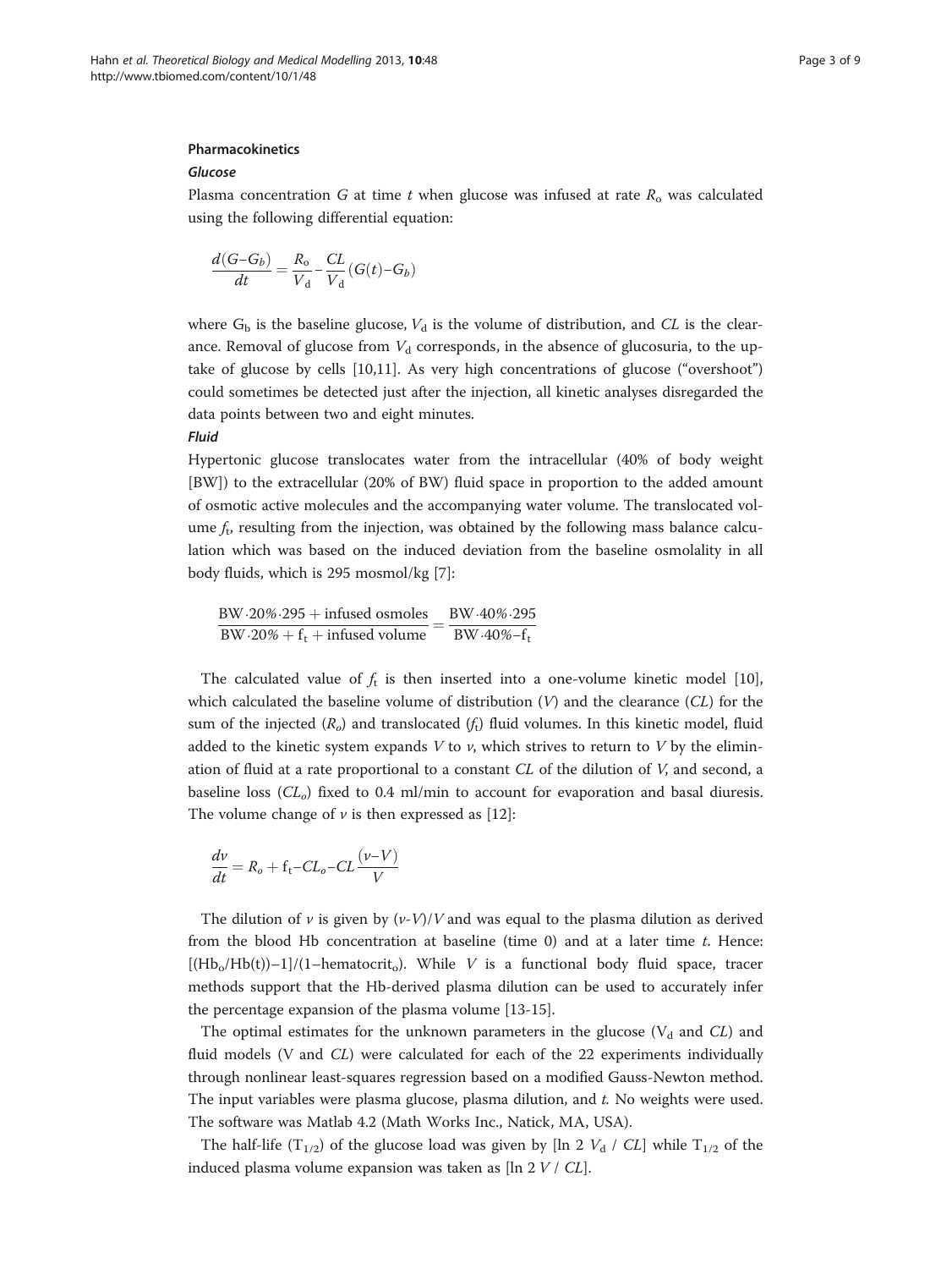### Pharmacokinetics

#### *Glucose*

Plasma concentration $G$ at time $t$ when glucose was infused at rate $R_o$ was calculated using the following differential equation:

$$\frac{d(G - G_b)}{dt} = \frac{R_o}{V_d} - \frac{CL}{V_d}(G(t) - G_b)$$

where $G_b$ is the baseline glucose, $V_d$ is the volume of distribution, and $CL$ is the clearance. Removal of glucose from $V_d$ corresponds, in the absence of glucosuria, to the uptake of glucose by cells [10,11]. As very high concentrations of glucose ("overshoot") could sometimes be detected just after the injection, all kinetic analyses disregarded the data points between two and eight minutes.

#### *Fluid*

Hypertonic glucose translocates water from the intracellular (40% of body weight [BW]) to the extracellular (20% of BW) fluid space in proportion to the added amount of osmotic active molecules and the accompanying water volume. The translocated volume $f_t$, resulting from the injection, was obtained by the following mass balance calculation which was based on the induced deviation from the baseline osmolality in all body fluids, which is 295 mosmol/kg [7]:

$$\frac{\text{BW} \cdot 20\% \cdot 295 + \text{infused osmoles}}{\text{BW} \cdot 20\% + \text{f}_\text{t} + \text{infused volume}} = \frac{\text{BW} \cdot 40\% \cdot 295}{\text{BW} \cdot 40\% - \text{f}_\text{t}}$$

The calculated value of $f_t$ is then inserted into a one-volume kinetic model [10], which calculated the baseline volume of distribution ($V$) and the clearance ($CL$) for the sum of the injected ($R_o$) and translocated ($f_t$) fluid volumes. In this kinetic model, fluid added to the kinetic system expands $V$ to $v$, which strives to return to $V$ by the elimination of fluid at a rate proportional to a constant $CL$ of the dilution of $V$, and second, a baseline loss ($CL_o$) fixed to 0.4 ml/min to account for evaporation and basal diuresis. The volume change of $v$ is then expressed as [12]:

$$\frac{dv}{dt} = R_o + \text{f}_\text{t} - CL_o - CL\frac{(v - V)}{V}$$

The dilution of $v$ is given by $(v\text{-}V)/V$ and was equal to the plasma dilution as derived from the blood Hb concentration at baseline (time 0) and at a later time $t$. Hence: $[(\text{Hb}_o/\text{Hb}(t)) - 1]/(1 - \text{hematocrit}_o)$. While $V$ is a functional body fluid space, tracer methods support that the Hb-derived plasma dilution can be used to accurately infer the percentage expansion of the plasma volume [13-15].

The optimal estimates for the unknown parameters in the glucose ($V_d$ and $CL$) and fluid models (V and $CL$) were calculated for each of the 22 experiments individually through nonlinear least-squares regression based on a modified Gauss-Newton method. The input variables were plasma glucose, plasma dilution, and $t$. No weights were used. The software was Matlab 4.2 (Math Works Inc., Natick, MA, USA).

The half-life ($T_{1/2}$) of the glucose load was given by [ln 2 $V_d$ / $CL$] while $T_{1/2}$ of the induced plasma volume expansion was taken as [ln 2 $V$ / $CL$].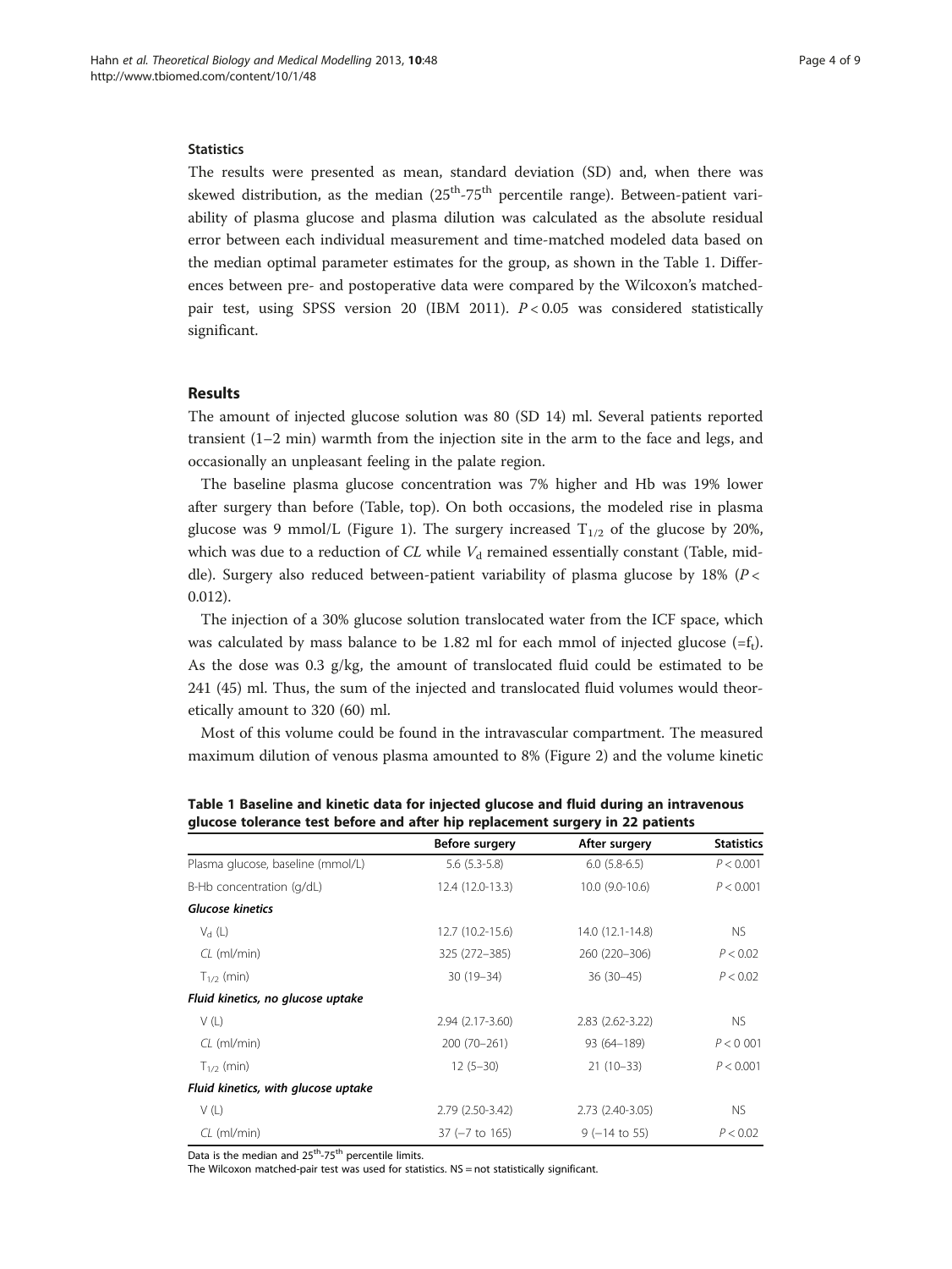### Statistics

The results were presented as mean, standard deviation (SD) and, when there was skewed distribution, as the median ($25^{th}$-$75^{th}$ percentile range). Between-patient variability of plasma glucose and plasma dilution was calculated as the absolute residual error between each individual measurement and time-matched modeled data based on the median optimal parameter estimates for the group, as shown in the Table 1. Differences between pre- and postoperative data were compared by the Wilcoxon's matched-pair test, using SPSS version 20 (IBM 2011). $P < 0.05$ was considered statistically significant.

## Results

The amount of injected glucose solution was 80 (SD 14) ml. Several patients reported transient (1–2 min) warmth from the injection site in the arm to the face and legs, and occasionally an unpleasant feeling in the palate region.

The baseline plasma glucose concentration was 7% higher and Hb was 19% lower after surgery than before (Table, top). On both occasions, the modeled rise in plasma glucose was 9 mmol/L (Figure 1). The surgery increased $T_{1/2}$ of the glucose by 20%, which was due to a reduction of *CL* while $V_d$ remained essentially constant (Table, middle). Surgery also reduced between-patient variability of plasma glucose by 18% ($P <$ 0.012).

The injection of a 30% glucose solution translocated water from the ICF space, which was calculated by mass balance to be 1.82 ml for each mmol of injected glucose ($=f_t$). As the dose was 0.3 g/kg, the amount of translocated fluid could be estimated to be 241 (45) ml. Thus, the sum of the injected and translocated fluid volumes would theoretically amount to 320 (60) ml.

Most of this volume could be found in the intravascular compartment. The measured maximum dilution of venous plasma amounted to 8% (Figure 2) and the volume kinetic

**Table 1 Baseline and kinetic data for injected glucose and fluid during an intravenous glucose tolerance test before and after hip replacement surgery in 22 patients**

| | Before surgery | After surgery | Statistics |
|---|---|---|---|
| Plasma glucose, baseline (mmol/L) | 5.6 (5.3-5.8) | 6.0 (5.8-6.5) | $P < 0.001$ |
| B-Hb concentration (g/dL) | 12.4 (12.0-13.3) | 10.0 (9.0-10.6) | $P < 0.001$ |
| ***Glucose kinetics*** | | | |
| $V_d$ (L) | 12.7 (10.2-15.6) | 14.0 (12.1-14.8) | NS |
| *CL* (ml/min) | 325 (272–385) | 260 (220–306) | $P < 0.02$ |
| $T_{1/2}$ (min) | 30 (19–34) | 36 (30–45) | $P < 0.02$ |
| ***Fluid kinetics, no glucose uptake*** | | | |
| V (L) | 2.94 (2.17-3.60) | 2.83 (2.62-3.22) | NS |
| *CL* (ml/min) | 200 (70–261) | 93 (64–189) | $P < 0\ 001$ |
| $T_{1/2}$ (min) | 12 (5–30) | 21 (10–33) | $P < 0.001$ |
| ***Fluid kinetics, with glucose uptake*** | | | |
| V (L) | 2.79 (2.50-3.42) | 2.73 (2.40-3.05) | NS |
| *CL* (ml/min) | 37 (−7 to 165) | 9 (−14 to 55) | $P < 0.02$ |

Data is the median and $25^{th}$-$75^{th}$ percentile limits.
The Wilcoxon matched-pair test was used for statistics. NS = not statistically significant.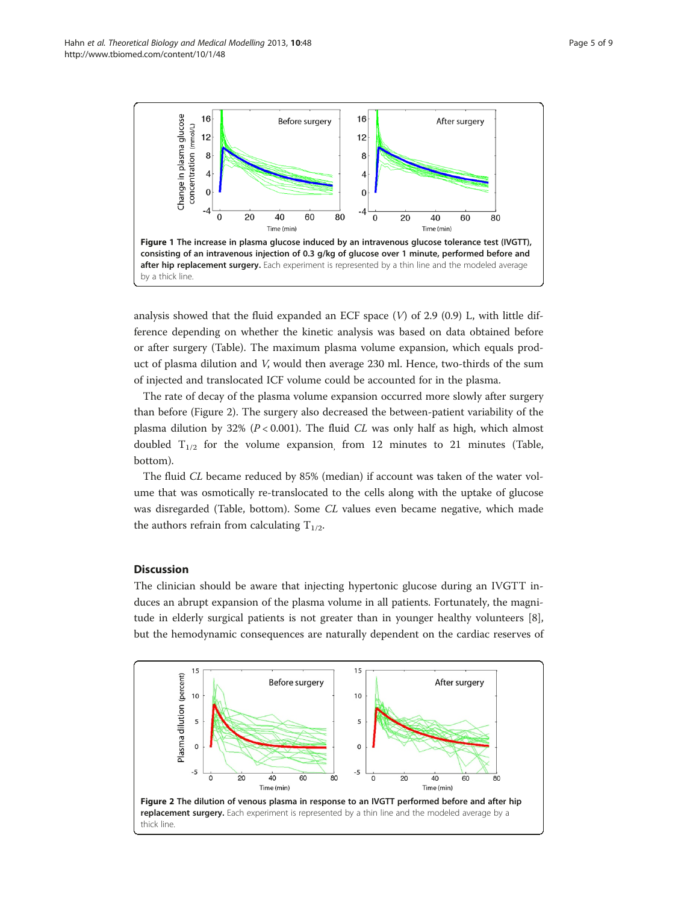Figure 1 **The increase in plasma glucose induced by an intravenous glucose tolerance test (IVGTT), consisting of an intravenous injection of 0.3 g/kg of glucose over 1 minute, performed before and after hip replacement surgery.** Each experiment is represented by a thin line and the modeled average by a thick line.

analysis showed that the fluid expanded an ECF space (*V*) of 2.9 (0.9) L, with little difference depending on whether the kinetic analysis was based on data obtained before or after surgery (Table). The maximum plasma volume expansion, which equals product of plasma dilution and *V*, would then average 230 ml. Hence, two-thirds of the sum of injected and translocated ICF volume could be accounted for in the plasma.

The rate of decay of the plasma volume expansion occurred more slowly after surgery than before (Figure 2). The surgery also decreased the between-patient variability of the plasma dilution by 32% ($P < 0.001$). The fluid *CL* was only half as high, which almost doubled $T_{1/2}$ for the volume expansion, from 12 minutes to 21 minutes (Table, bottom).

The fluid *CL* became reduced by 85% (median) if account was taken of the water volume that was osmotically re-translocated to the cells along with the uptake of glucose was disregarded (Table, bottom). Some *CL* values even became negative, which made the authors refrain from calculating $T_{1/2}$.

## Discussion

The clinician should be aware that injecting hypertonic glucose during an IVGTT induces an abrupt expansion of the plasma volume in all patients. Fortunately, the magnitude in elderly surgical patients is not greater than in younger healthy volunteers [8], but the hemodynamic consequences are naturally dependent on the cardiac reserves of

Figure 2 **The dilution of venous plasma in response to an IVGTT performed before and after hip replacement surgery.** Each experiment is represented by a thin line and the modeled average by a thick line.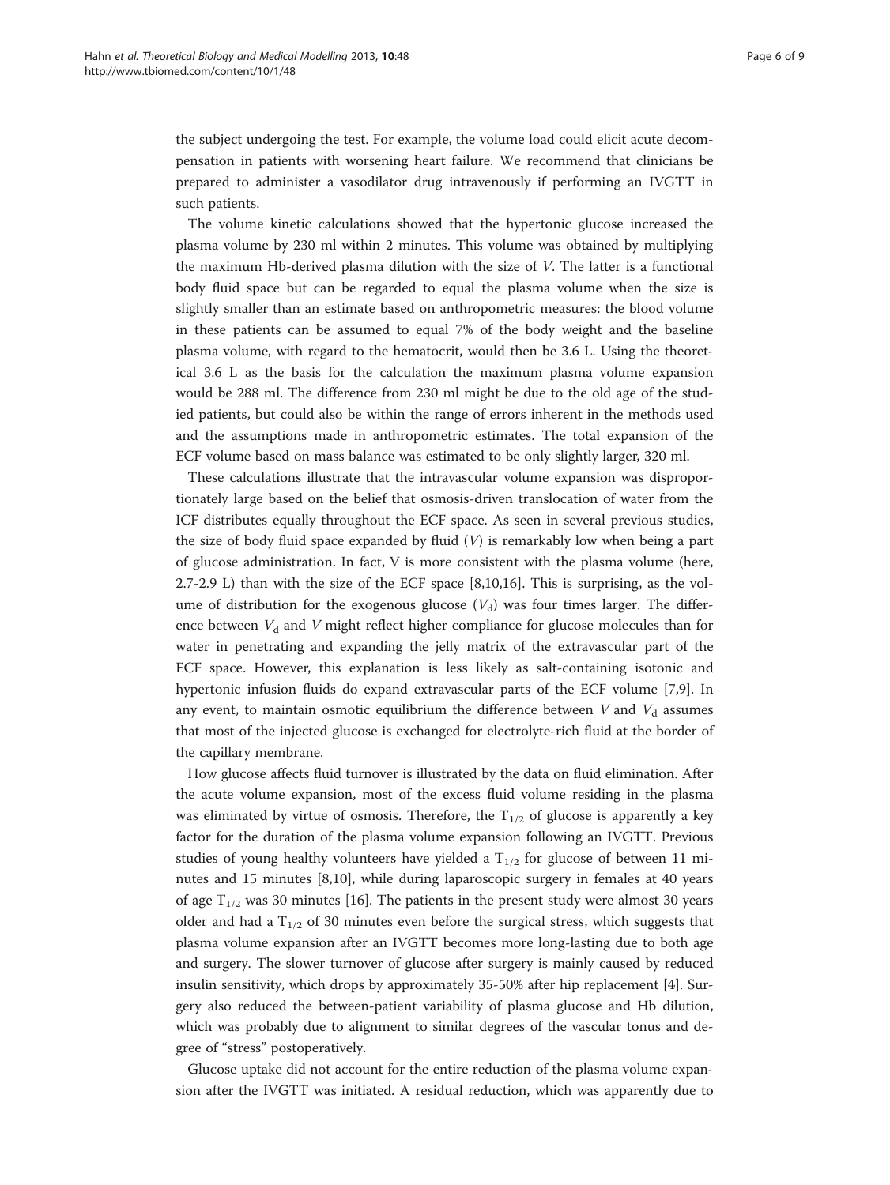the subject undergoing the test. For example, the volume load could elicit acute decompensation in patients with worsening heart failure. We recommend that clinicians be prepared to administer a vasodilator drug intravenously if performing an IVGTT in such patients.

The volume kinetic calculations showed that the hypertonic glucose increased the plasma volume by 230 ml within 2 minutes. This volume was obtained by multiplying the maximum Hb-derived plasma dilution with the size of *V*. The latter is a functional body fluid space but can be regarded to equal the plasma volume when the size is slightly smaller than an estimate based on anthropometric measures: the blood volume in these patients can be assumed to equal 7% of the body weight and the baseline plasma volume, with regard to the hematocrit, would then be 3.6 L. Using the theoretical 3.6 L as the basis for the calculation the maximum plasma volume expansion would be 288 ml. The difference from 230 ml might be due to the old age of the studied patients, but could also be within the range of errors inherent in the methods used and the assumptions made in anthropometric estimates. The total expansion of the ECF volume based on mass balance was estimated to be only slightly larger, 320 ml.

These calculations illustrate that the intravascular volume expansion was disproportionately large based on the belief that osmosis-driven translocation of water from the ICF distributes equally throughout the ECF space. As seen in several previous studies, the size of body fluid space expanded by fluid (*V*) is remarkably low when being a part of glucose administration. In fact, V is more consistent with the plasma volume (here, 2.7-2.9 L) than with the size of the ECF space [8,10,16]. This is surprising, as the volume of distribution for the exogenous glucose ($V_d$) was four times larger. The difference between $V_d$ and *V* might reflect higher compliance for glucose molecules than for water in penetrating and expanding the jelly matrix of the extravascular part of the ECF space. However, this explanation is less likely as salt-containing isotonic and hypertonic infusion fluids do expand extravascular parts of the ECF volume [7,9]. In any event, to maintain osmotic equilibrium the difference between *V* and $V_d$ assumes that most of the injected glucose is exchanged for electrolyte-rich fluid at the border of the capillary membrane.

How glucose affects fluid turnover is illustrated by the data on fluid elimination. After the acute volume expansion, most of the excess fluid volume residing in the plasma was eliminated by virtue of osmosis. Therefore, the $T_{1/2}$ of glucose is apparently a key factor for the duration of the plasma volume expansion following an IVGTT. Previous studies of young healthy volunteers have yielded a $T_{1/2}$ for glucose of between 11 minutes and 15 minutes [8,10], while during laparoscopic surgery in females at 40 years of age $T_{1/2}$ was 30 minutes [16]. The patients in the present study were almost 30 years older and had a $T_{1/2}$ of 30 minutes even before the surgical stress, which suggests that plasma volume expansion after an IVGTT becomes more long-lasting due to both age and surgery. The slower turnover of glucose after surgery is mainly caused by reduced insulin sensitivity, which drops by approximately 35-50% after hip replacement [4]. Surgery also reduced the between-patient variability of plasma glucose and Hb dilution, which was probably due to alignment to similar degrees of the vascular tonus and degree of "stress" postoperatively.

Glucose uptake did not account for the entire reduction of the plasma volume expansion after the IVGTT was initiated. A residual reduction, which was apparently due to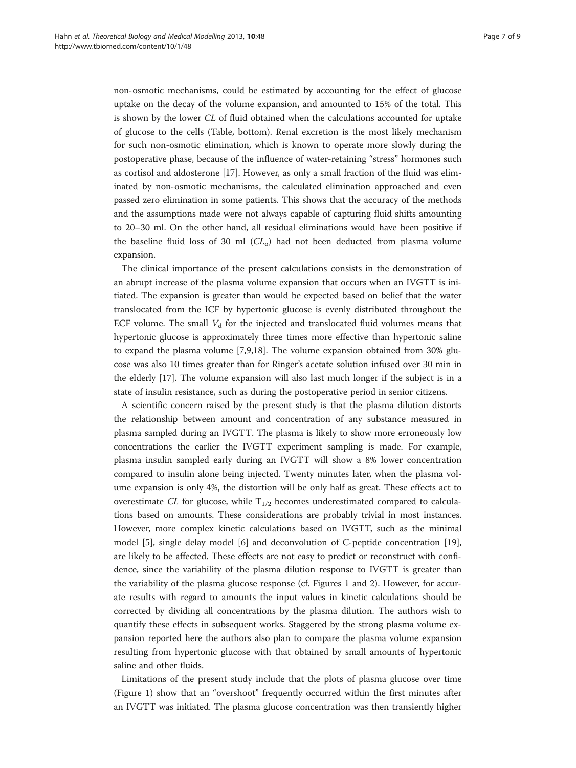non-osmotic mechanisms, could be estimated by accounting for the effect of glucose uptake on the decay of the volume expansion, and amounted to 15% of the total. This is shown by the lower *CL* of fluid obtained when the calculations accounted for uptake of glucose to the cells (Table, bottom). Renal excretion is the most likely mechanism for such non-osmotic elimination, which is known to operate more slowly during the postoperative phase, because of the influence of water-retaining "stress" hormones such as cortisol and aldosterone [17]. However, as only a small fraction of the fluid was eliminated by non-osmotic mechanisms, the calculated elimination approached and even passed zero elimination in some patients. This shows that the accuracy of the methods and the assumptions made were not always capable of capturing fluid shifts amounting to 20–30 ml. On the other hand, all residual eliminations would have been positive if the baseline fluid loss of 30 ml ($CL_o$) had not been deducted from plasma volume expansion.

The clinical importance of the present calculations consists in the demonstration of an abrupt increase of the plasma volume expansion that occurs when an IVGTT is initiated. The expansion is greater than would be expected based on belief that the water translocated from the ICF by hypertonic glucose is evenly distributed throughout the ECF volume. The small $V_d$ for the injected and translocated fluid volumes means that hypertonic glucose is approximately three times more effective than hypertonic saline to expand the plasma volume [7,9,18]. The volume expansion obtained from 30% glucose was also 10 times greater than for Ringer's acetate solution infused over 30 min in the elderly [17]. The volume expansion will also last much longer if the subject is in a state of insulin resistance, such as during the postoperative period in senior citizens.

A scientific concern raised by the present study is that the plasma dilution distorts the relationship between amount and concentration of any substance measured in plasma sampled during an IVGTT. The plasma is likely to show more erroneously low concentrations the earlier the IVGTT experiment sampling is made. For example, plasma insulin sampled early during an IVGTT will show a 8% lower concentration compared to insulin alone being injected. Twenty minutes later, when the plasma volume expansion is only 4%, the distortion will be only half as great. These effects act to overestimate *CL* for glucose, while $T_{1/2}$ becomes underestimated compared to calculations based on amounts. These considerations are probably trivial in most instances. However, more complex kinetic calculations based on IVGTT, such as the minimal model [5], single delay model [6] and deconvolution of C-peptide concentration [19], are likely to be affected. These effects are not easy to predict or reconstruct with confidence, since the variability of the plasma dilution response to IVGTT is greater than the variability of the plasma glucose response (cf. Figures 1 and 2). However, for accurate results with regard to amounts the input values in kinetic calculations should be corrected by dividing all concentrations by the plasma dilution. The authors wish to quantify these effects in subsequent works. Staggered by the strong plasma volume expansion reported here the authors also plan to compare the plasma volume expansion resulting from hypertonic glucose with that obtained by small amounts of hypertonic saline and other fluids.

Limitations of the present study include that the plots of plasma glucose over time (Figure 1) show that an "overshoot" frequently occurred within the first minutes after an IVGTT was initiated. The plasma glucose concentration was then transiently higher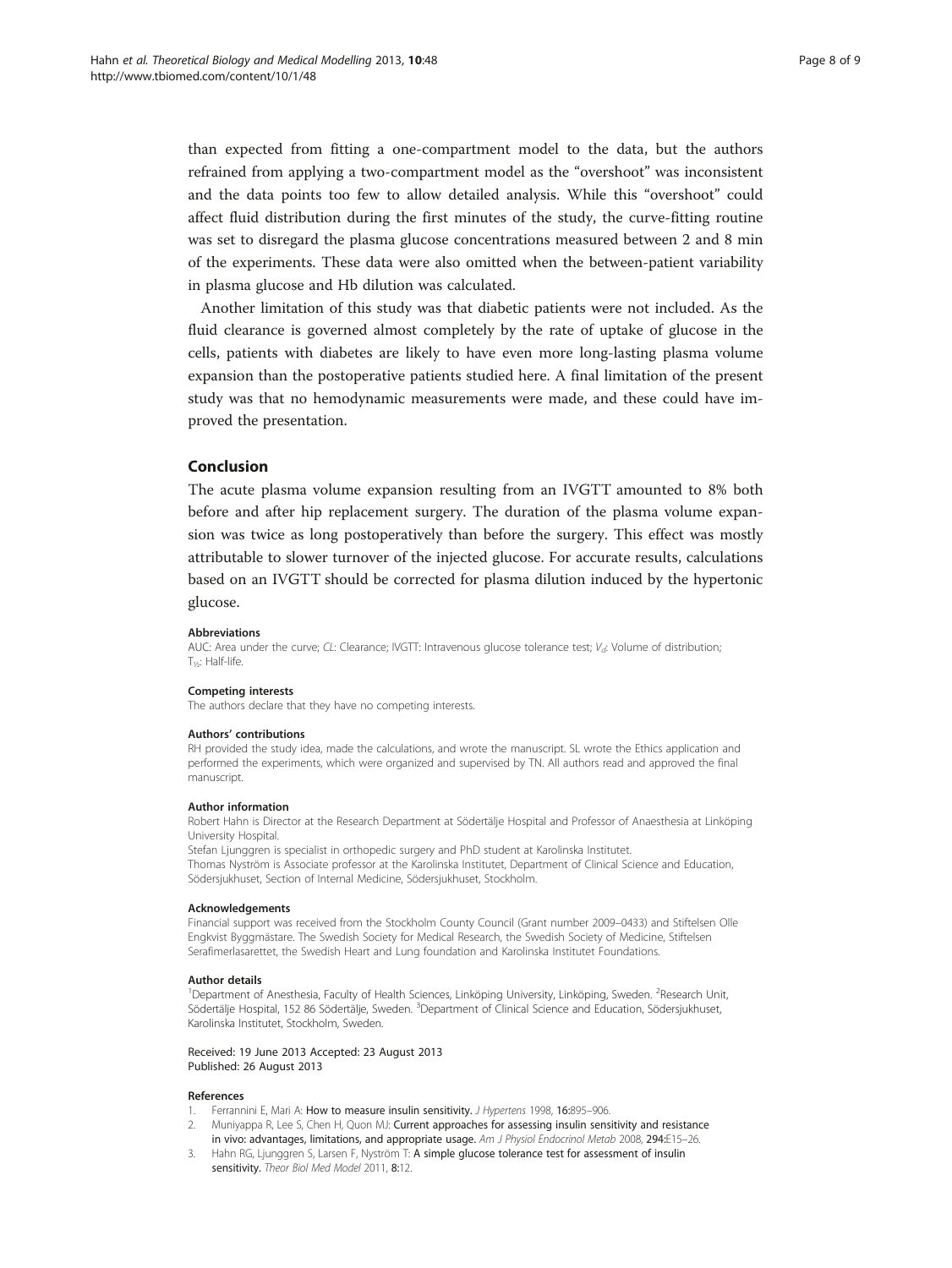than expected from fitting a one-compartment model to the data, but the authors refrained from applying a two-compartment model as the "overshoot" was inconsistent and the data points too few to allow detailed analysis. While this "overshoot" could affect fluid distribution during the first minutes of the study, the curve-fitting routine was set to disregard the plasma glucose concentrations measured between 2 and 8 min of the experiments. These data were also omitted when the between-patient variability in plasma glucose and Hb dilution was calculated.

Another limitation of this study was that diabetic patients were not included. As the fluid clearance is governed almost completely by the rate of uptake of glucose in the cells, patients with diabetes are likely to have even more long-lasting plasma volume expansion than the postoperative patients studied here. A final limitation of the present study was that no hemodynamic measurements were made, and these could have improved the presentation.

## Conclusion

The acute plasma volume expansion resulting from an IVGTT amounted to 8% both before and after hip replacement surgery. The duration of the plasma volume expansion was twice as long postoperatively than before the surgery. This effect was mostly attributable to slower turnover of the injected glucose. For accurate results, calculations based on an IVGTT should be corrected for plasma dilution induced by the hypertonic glucose.

#### Abbreviations

AUC: Area under the curve; *CL*: Clearance; IVGTT: Intravenous glucose tolerance test; $V_d$: Volume of distribution; $T_{½}$: Half-life.

#### Competing interests

The authors declare that they have no competing interests.

#### Authors' contributions

RH provided the study idea, made the calculations, and wrote the manuscript. SL wrote the Ethics application and performed the experiments, which were organized and supervised by TN. All authors read and approved the final manuscript.

#### Author information

Robert Hahn is Director at the Research Department at Södertälje Hospital and Professor of Anaesthesia at Linköping University Hospital.
Stefan Ljunggren is specialist in orthopedic surgery and PhD student at Karolinska Institutet.
Thomas Nyström is Associate professor at the Karolinska Institutet, Department of Clinical Science and Education, Södersjukhuset, Section of Internal Medicine, Södersjukhuset, Stockholm.

#### Acknowledgements

Financial support was received from the Stockholm County Council (Grant number 2009–0433) and Stiftelsen Olle Engkvist Byggmästare. The Swedish Society for Medical Research, the Swedish Society of Medicine, Stiftelsen Serafimerlasarettet, the Swedish Heart and Lung foundation and Karolinska Institutet Foundations.

#### Author details

[1]Department of Anesthesia, Faculty of Health Sciences, Linköping University, Linköping, Sweden. [2]Research Unit, Södertälje Hospital, 152 86 Södertälje, Sweden. [3]Department of Clinical Science and Education, Södersjukhuset, Karolinska Institutet, Stockholm, Sweden.

Received: 19 June 2013 Accepted: 23 August 2013
Published: 26 August 2013

#### References

1. Ferrannini E, Mari A: **How to measure insulin sensitivity.** *J Hypertens* 1998, **16:**895–906.
2. Muniyappa R, Lee S, Chen H, Quon MJ: **Current approaches for assessing insulin sensitivity and resistance in vivo: advantages, limitations, and appropriate usage.** *Am J Physiol Endocrinol Metab* 2008, **294:**E15–26.
3. Hahn RG, Ljunggren S, Larsen F, Nyström T: **A simple glucose tolerance test for assessment of insulin sensitivity.** *Theor Biol Med Model* 2011, **8:**12.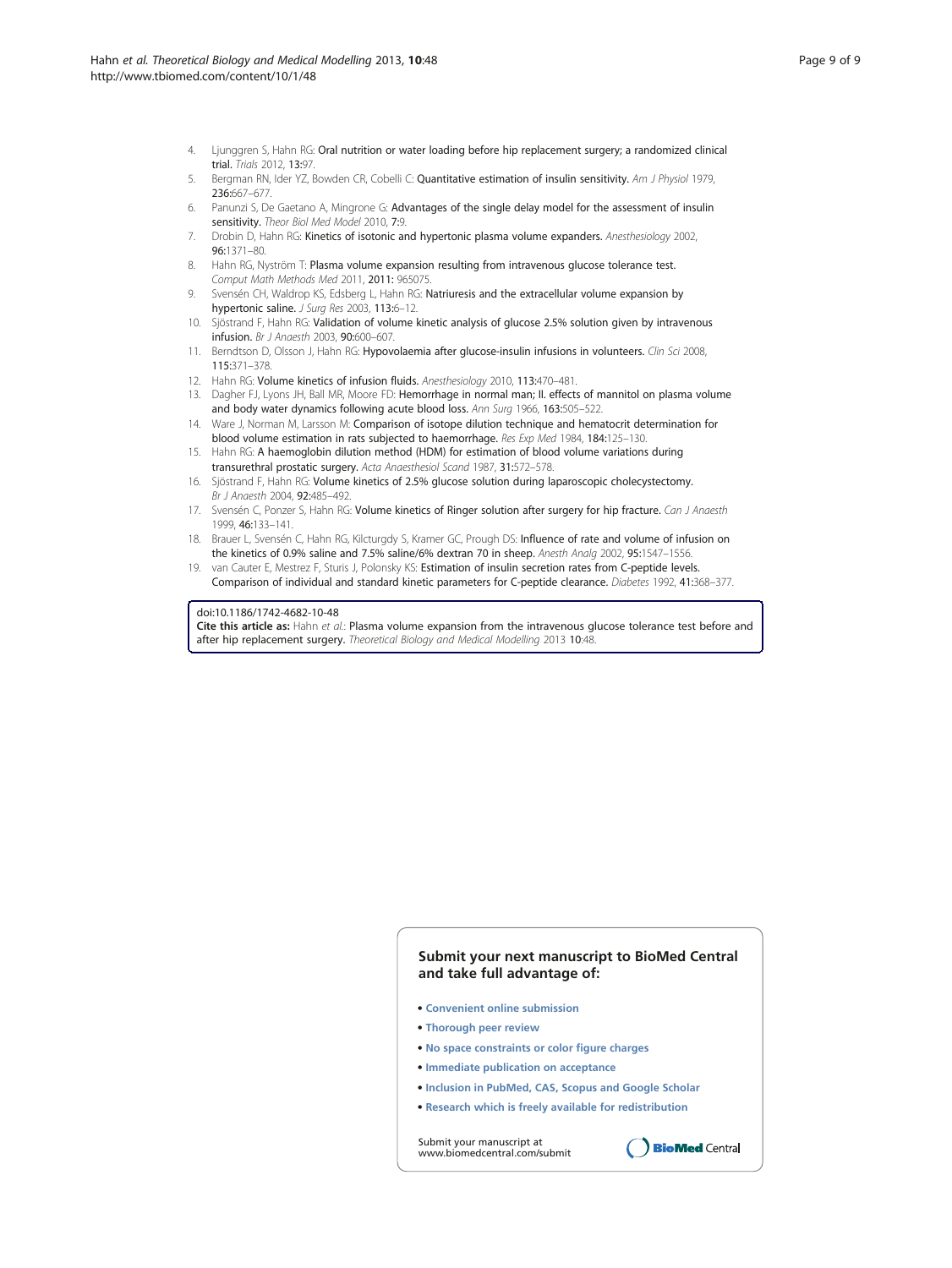4. Ljunggren S, Hahn RG: **Oral nutrition or water loading before hip replacement surgery; a randomized clinical trial.** *Trials* 2012, **13**:97.
5. Bergman RN, Ider YZ, Bowden CR, Cobelli C: **Quantitative estimation of insulin sensitivity.** *Am J Physiol* 1979, **236**:667–677.
6. Panunzi S, De Gaetano A, Mingrone G: **Advantages of the single delay model for the assessment of insulin sensitivity.** *Theor Biol Med Model* 2010, **7**:9.
7. Drobin D, Hahn RG: **Kinetics of isotonic and hypertonic plasma volume expanders.** *Anesthesiology* 2002, **96**:1371–80.
8. Hahn RG, Nyström T: **Plasma volume expansion resulting from intravenous glucose tolerance test.** *Comput Math Methods Med* 2011, **2011**: 965075.
9. Svensén CH, Waldrop KS, Edsberg L, Hahn RG: **Natriuresis and the extracellular volume expansion by hypertonic saline.** *J Surg Res* 2003, **113**:6–12.
10. Sjöstrand F, Hahn RG: **Validation of volume kinetic analysis of glucose 2.5% solution given by intravenous infusion.** *Br J Anaesth* 2003, **90**:600–607.
11. Berndtson D, Olsson J, Hahn RG: **Hypovolaemia after glucose-insulin infusions in volunteers.** *Clin Sci* 2008, **115**:371–378.
12. Hahn RG: **Volume kinetics of infusion fluids.** *Anesthesiology* 2010, **113**:470–481.
13. Dagher FJ, Lyons JH, Ball MR, Moore FD: **Hemorrhage in normal man; II. effects of mannitol on plasma volume and body water dynamics following acute blood loss.** *Ann Surg* 1966, **163**:505–522.
14. Ware J, Norman M, Larsson M: **Comparison of isotope dilution technique and hematocrit determination for blood volume estimation in rats subjected to haemorrhage.** *Res Exp Med* 1984, **184**:125–130.
15. Hahn RG: **A haemoglobin dilution method (HDM) for estimation of blood volume variations during transurethral prostatic surgery.** *Acta Anaesthesiol Scand* 1987, **31**:572–578.
16. Sjöstrand F, Hahn RG: **Volume kinetics of 2.5% glucose solution during laparoscopic cholecystectomy.** *Br J Anaesth* 2004, **92**:485–492.
17. Svensén C, Ponzer S, Hahn RG: **Volume kinetics of Ringer solution after surgery for hip fracture.** *Can J Anaesth* 1999, **46**:133–141.
18. Brauer L, Svensén C, Hahn RG, Kilcturgdy S, Kramer GC, Prough DS: **Influence of rate and volume of infusion on the kinetics of 0.9% saline and 7.5% saline/6% dextran 70 in sheep.** *Anesth Analg* 2002, **95**:1547–1556.
19. van Cauter E, Mestrez F, Sturis J, Polonsky KS: **Estimation of insulin secretion rates from C-peptide levels. Comparison of individual and standard kinetic parameters for C-peptide clearance.** *Diabetes* 1992, **41**:368–377.

doi:10.1186/1742-4682-10-48
**Cite this article as:** Hahn *et al.*: Plasma volume expansion from the intravenous glucose tolerance test before and after hip replacement surgery. *Theoretical Biology and Medical Modelling* 2013 **10**:48.

**Submit your next manuscript to BioMed Central and take full advantage of:**

- **Convenient online submission**
- **Thorough peer review**
- **No space constraints or color figure charges**
- **Immediate publication on acceptance**
- **Inclusion in PubMed, CAS, Scopus and Google Scholar**
- **Research which is freely available for redistribution**

Submit your manuscript at
www.biomedcentral.com/submit

BioMed Central